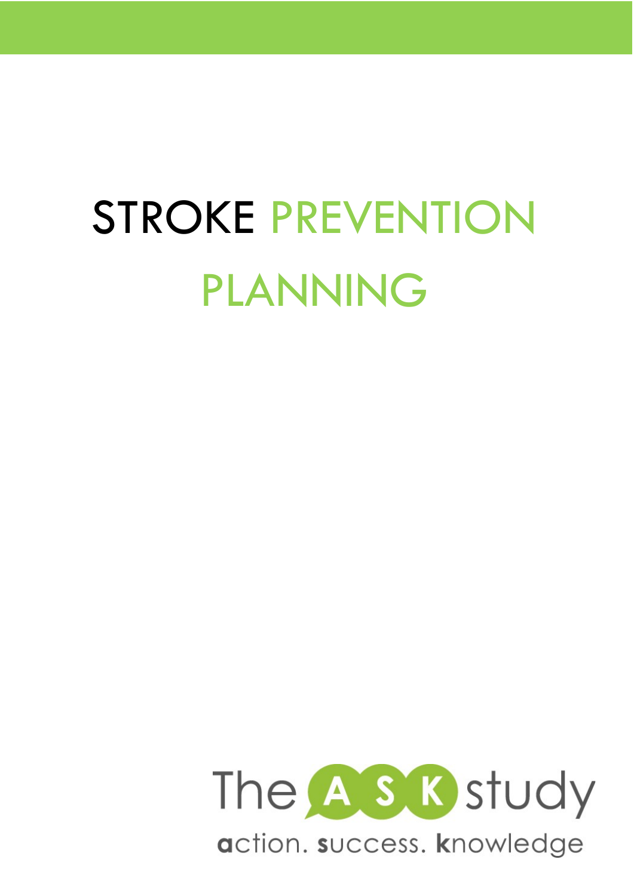# STROKE PREVENTION PLANNING

The ASK study

action. success. knowledge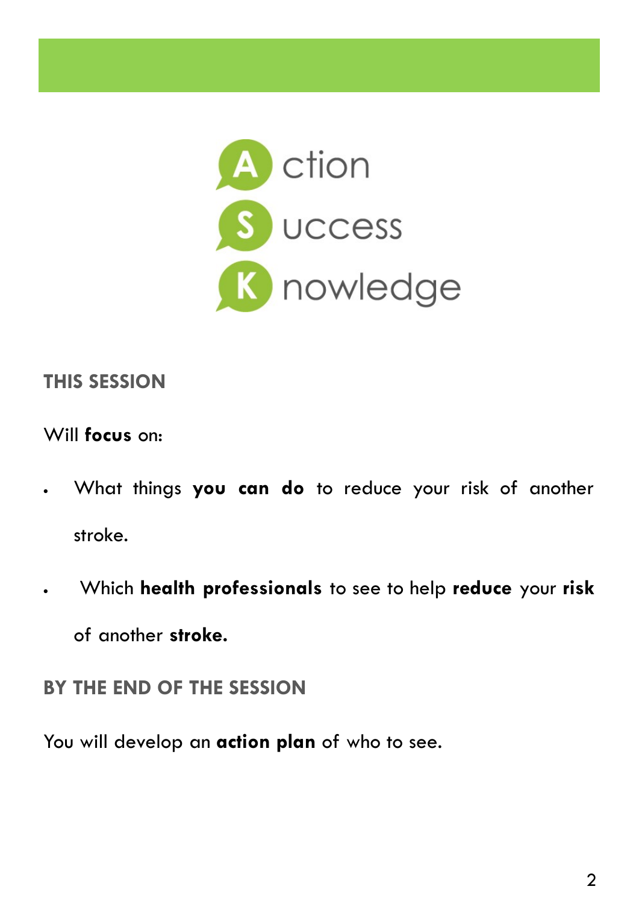**A** ction
**S** uccess
**K** nowledge

## THIS SESSION

Will **focus** on:

- What things **you can do** to reduce your risk of another stroke.
- Which **health professionals** to see to help **reduce** your **risk** of another **stroke.**

## BY THE END OF THE SESSION

You will develop an **action plan** of who to see.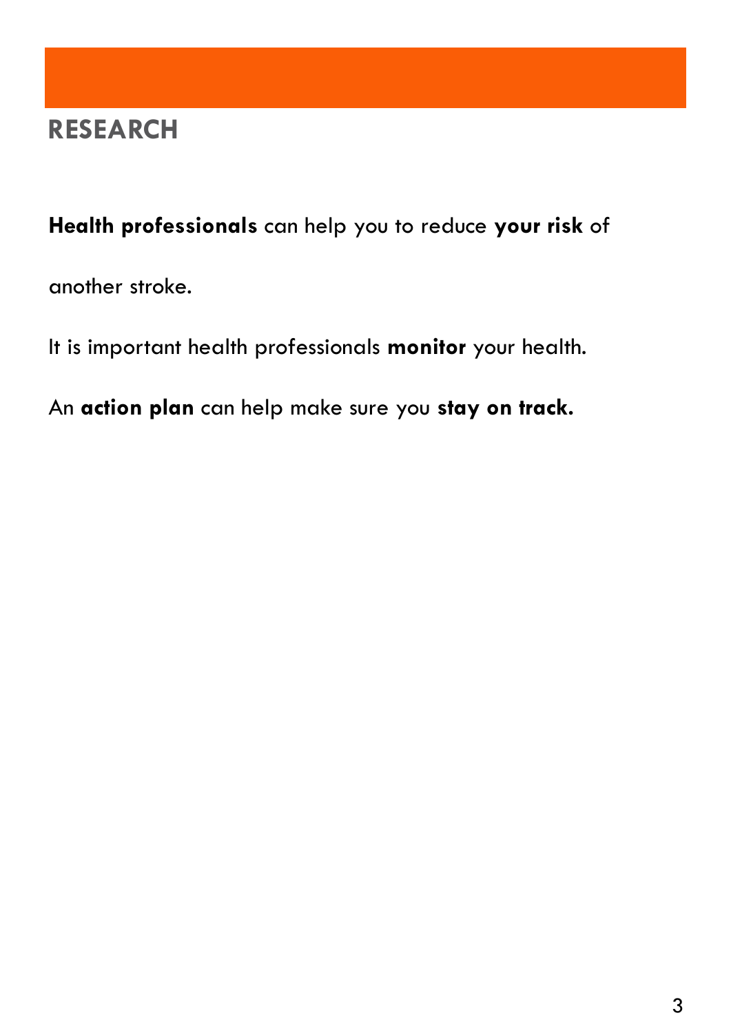## RESEARCH

**Health professionals** can help you to reduce **your risk** of another stroke.

It is important health professionals **monitor** your health.

An **action plan** can help make sure you **stay on track.**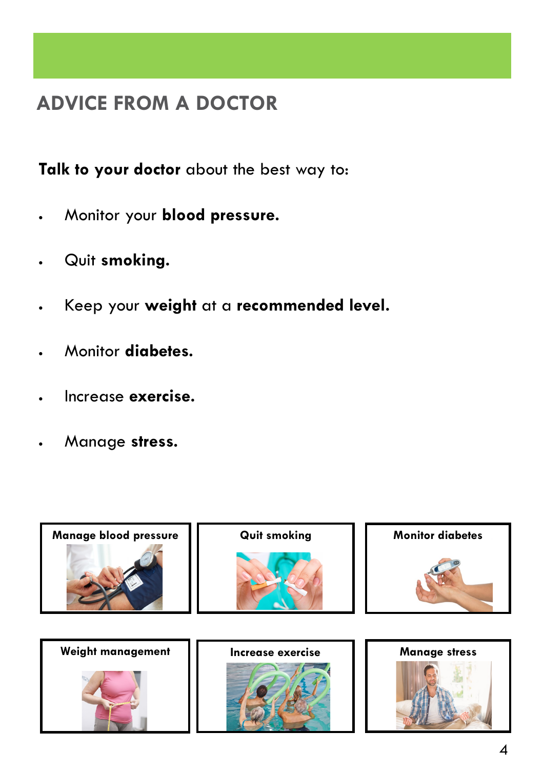# ADVICE FROM A DOCTOR

**Talk to your doctor** about the best way to:

- Monitor your **blood pressure.**
- Quit **smoking.**
- Keep your **weight** at a **recommended level.**
- Monitor **diabetes.**
- Increase **exercise.**
- Manage **stress.**

**Manage blood pressure**

**Quit smoking**

**Monitor diabetes**

**Weight management**

**Increase exercise**

**Manage stress**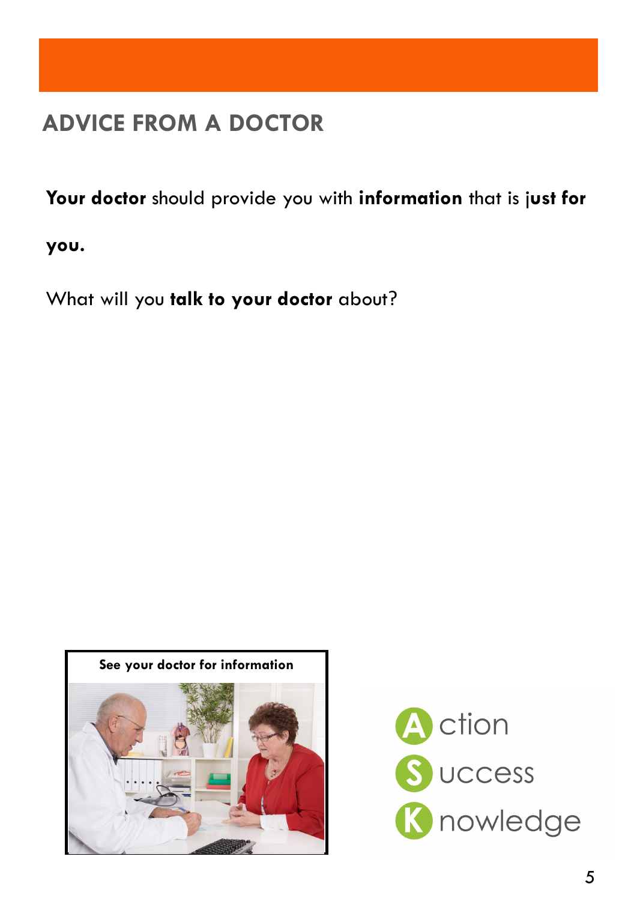## ADVICE FROM A DOCTOR

**Your doctor** should provide you with **information** that is **just for you.**

What will you **talk to your doctor** about?

See your doctor for information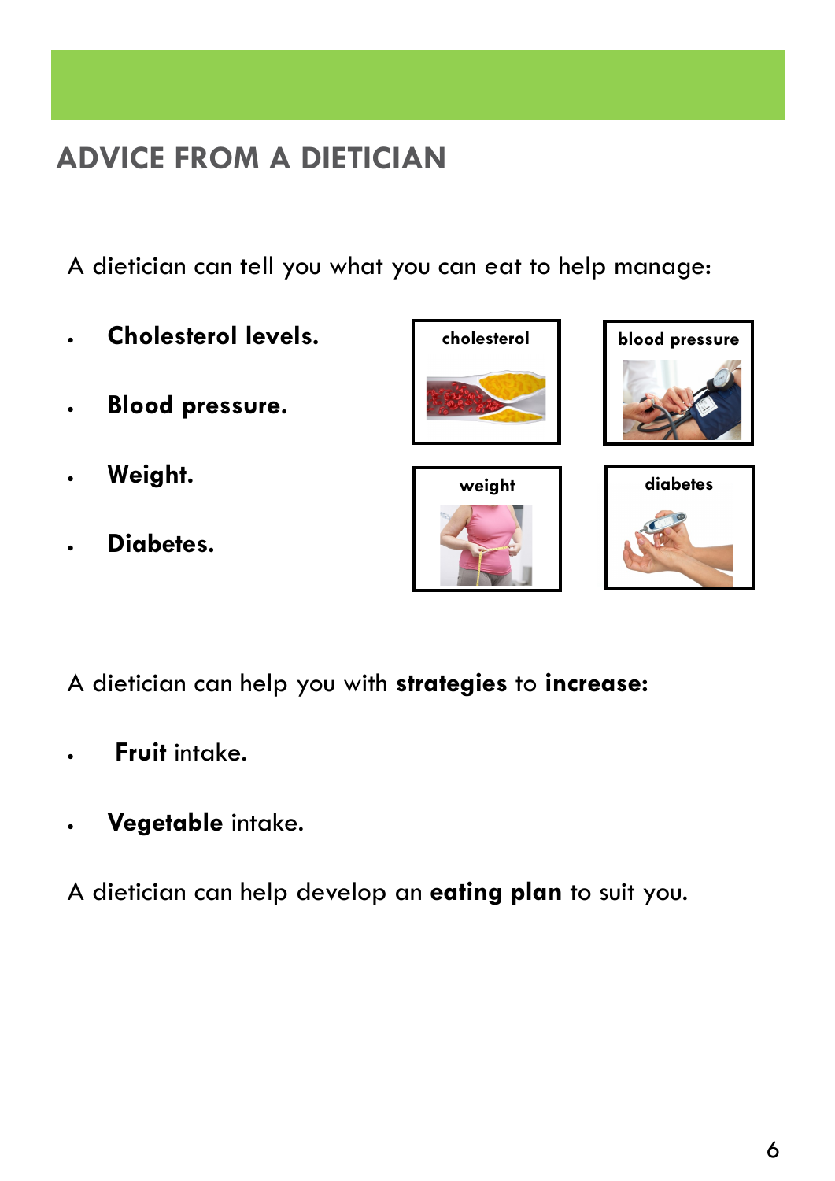## ADVICE FROM A DIETICIAN

A dietician can tell you what you can eat to help manage:

- **Cholesterol levels.**
- **Blood pressure.**
- **Weight.**
- **Diabetes.**

A dietician can help you with **strategies** to **increase:**

- **Fruit** intake.
- **Vegetable** intake.

A dietician can help develop an **eating plan** to suit you.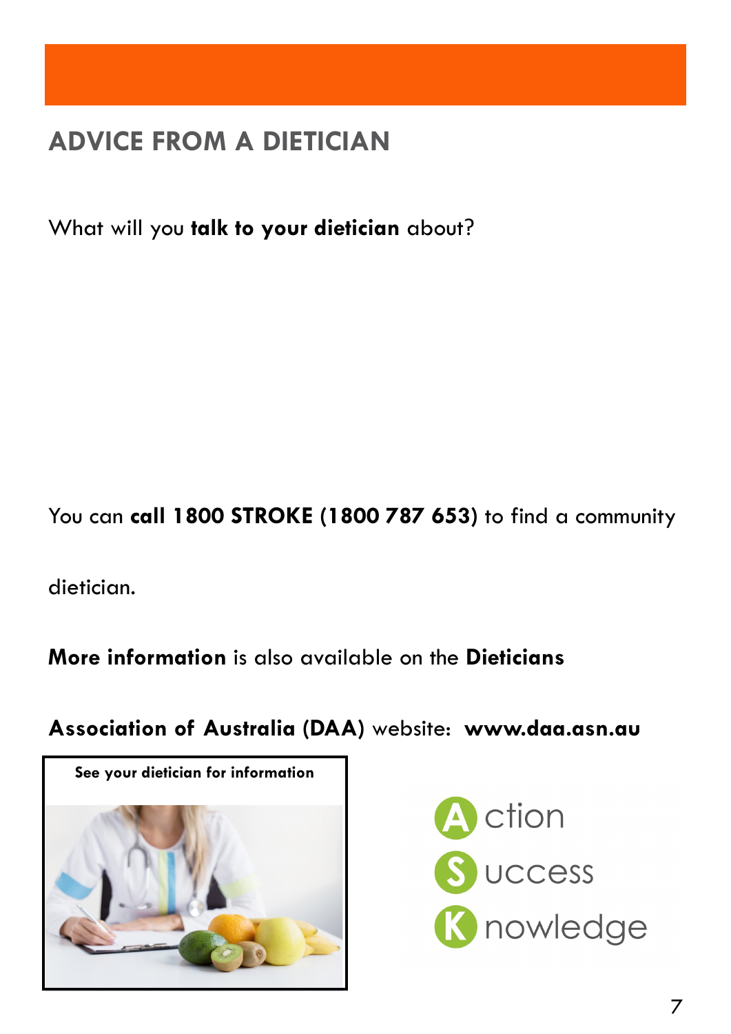## ADVICE FROM A DIETICIAN

What will you **talk to your dietician** about?

You can **call 1800 STROKE (1800 787 653)** to find a community dietician.

**More information** is also available on the **Dieticians Association of Australia (DAA)** website: **www.daa.asn.au**

See your dietician for information

Action
Success
Knowledge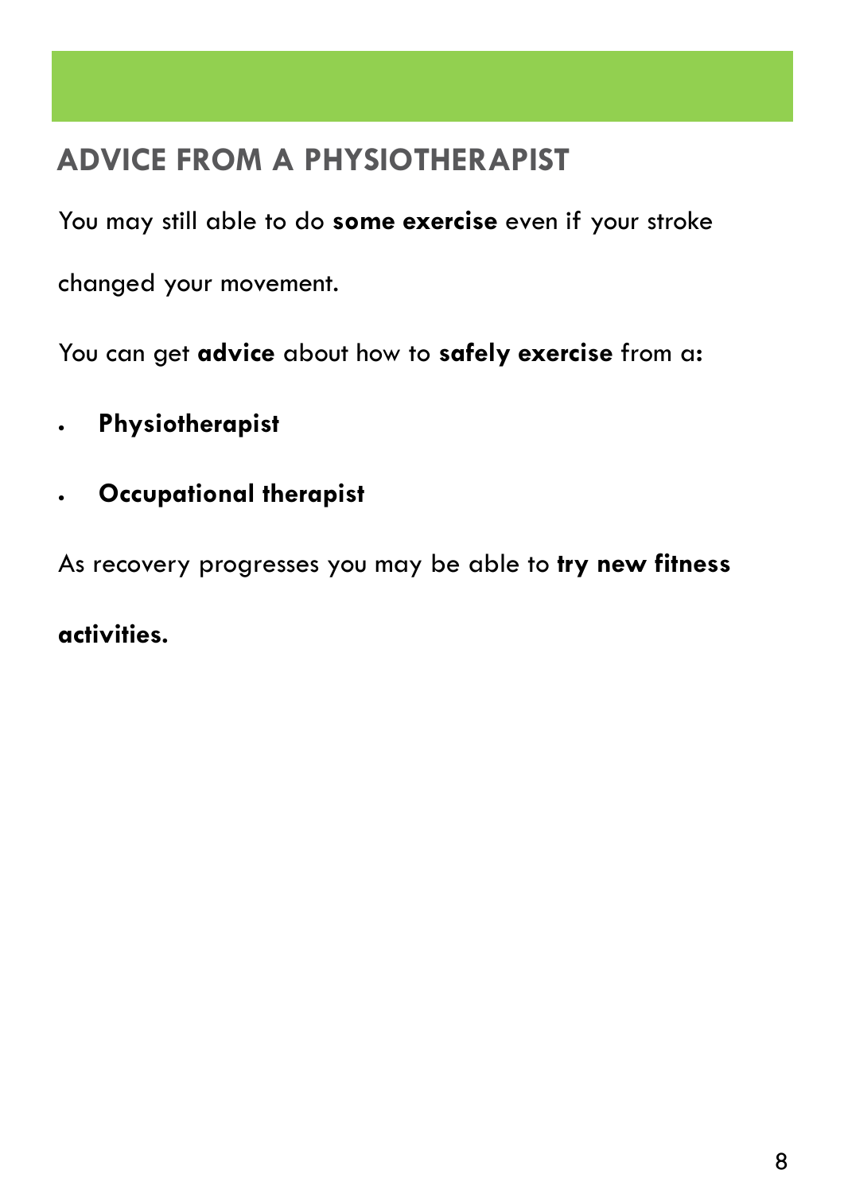## ADVICE FROM A PHYSIOTHERAPIST

You may still able to do **some exercise** even if your stroke changed your movement.

You can get **advice** about how to **safely exercise** from a:

- **Physiotherapist**
- **Occupational therapist**

As recovery progresses you may be able to **try new fitness activities.**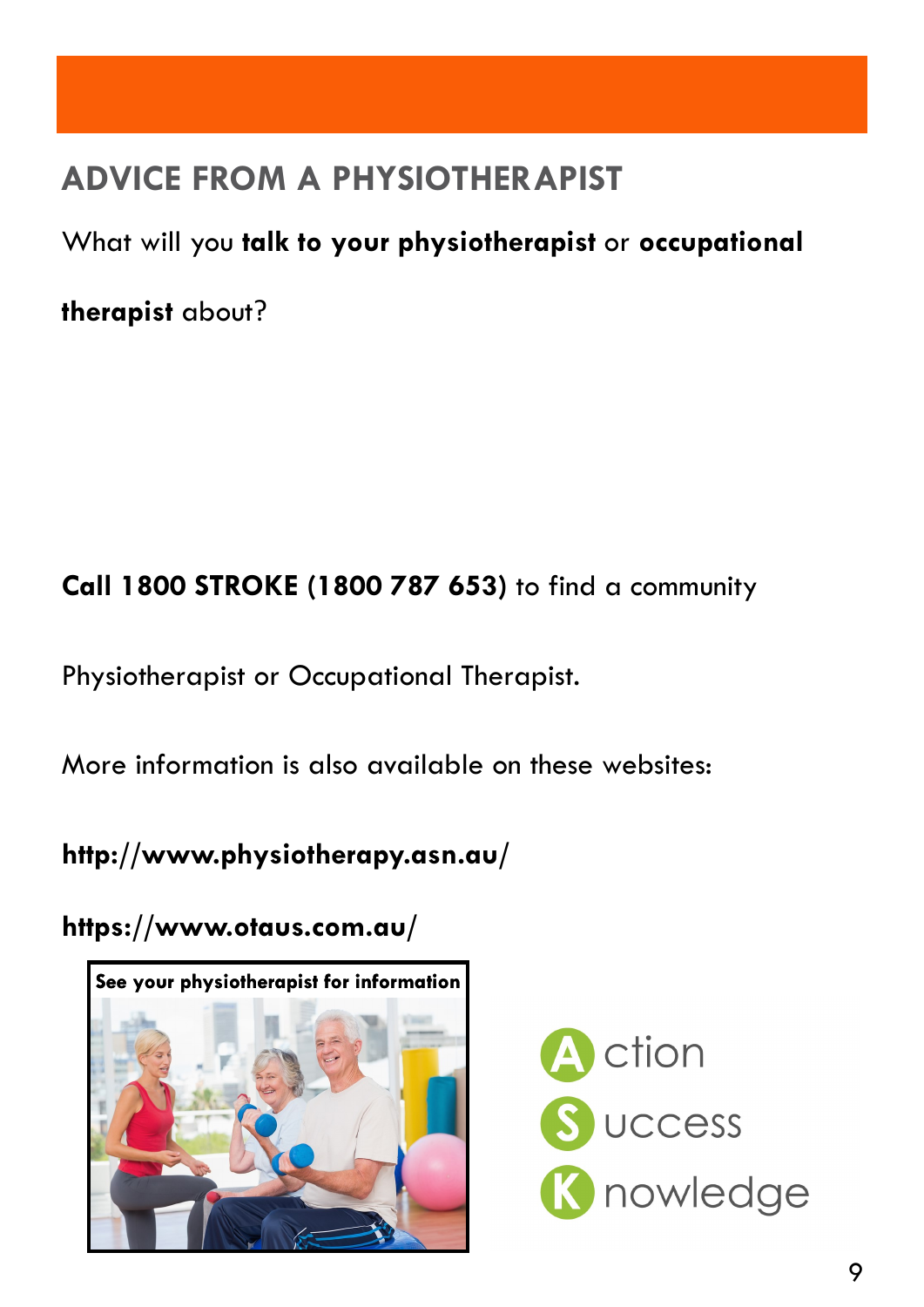## ADVICE FROM A PHYSIOTHERAPIST

What will you **talk to your physiotherapist** or **occupational therapist** about?

**Call 1800 STROKE (1800 787 653)** to find a community Physiotherapist or Occupational Therapist.

More information is also available on these websites:

**http://www.physiotherapy.asn.au/**

**https://www.otaus.com.au/**

**See your physiotherapist for information**

Action
Success
Knowledge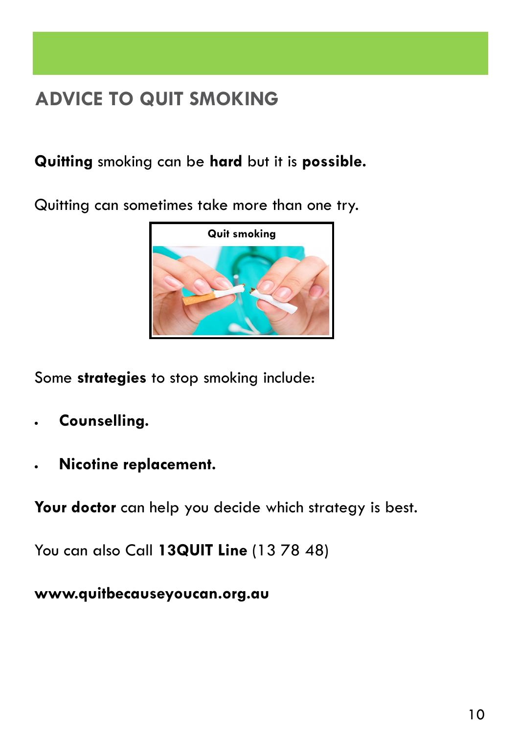## ADVICE TO QUIT SMOKING

**Quitting** smoking can be **hard** but it is **possible.**

Quitting can sometimes take more than one try.

Quit smoking

Some **strategies** to stop smoking include:

- **Counselling.**
- **Nicotine replacement.**

**Your doctor** can help you decide which strategy is best.

You can also Call **13QUIT Line** (13 78 48)

**www.quitbecauseyoucan.org.au**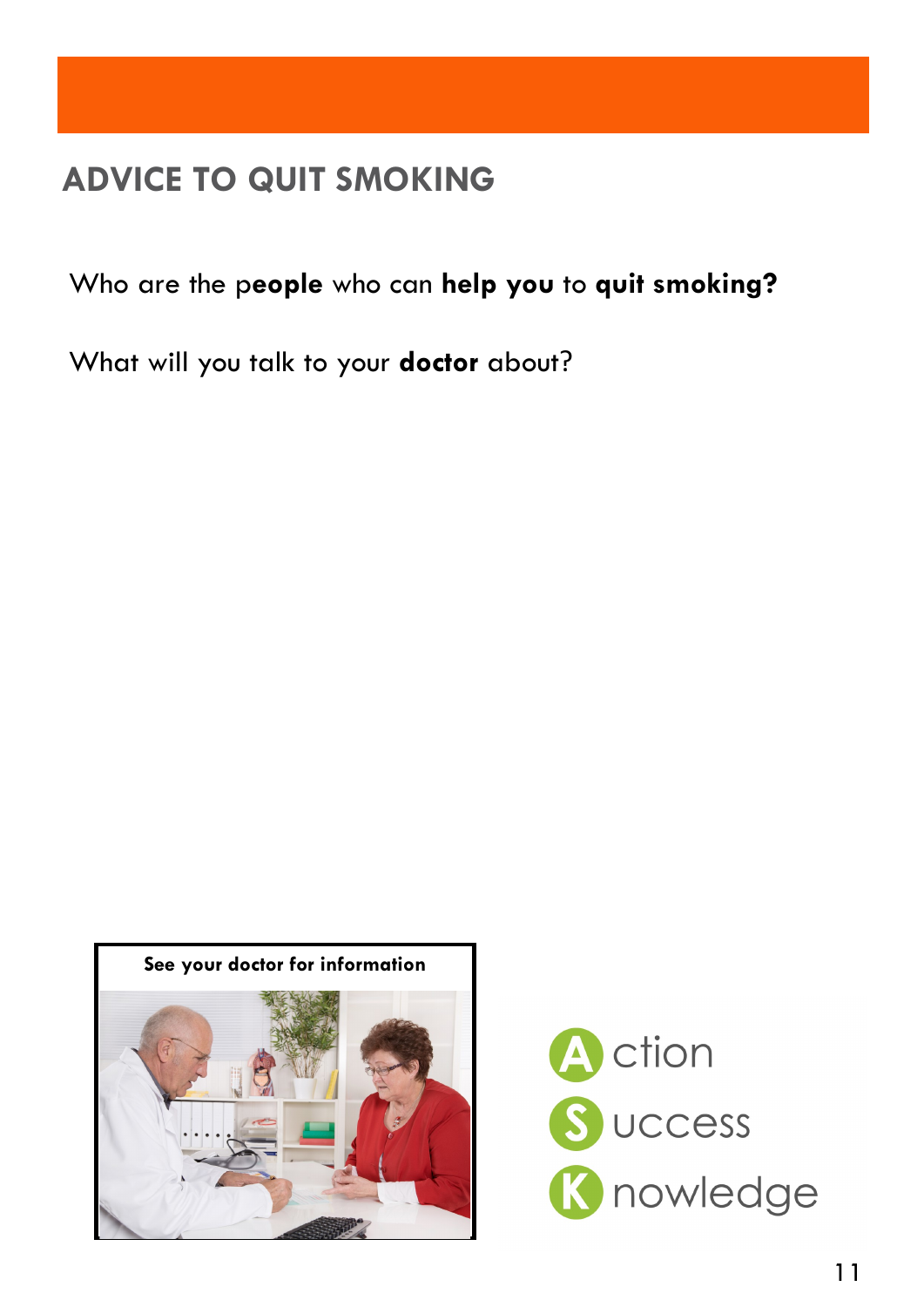## ADVICE TO QUIT SMOKING

Who are the p**eople** who can **help you** to **quit smoking?**

What will you talk to your **doctor** about?

See your doctor for information

**A**ction
**S**uccess
**K**nowledge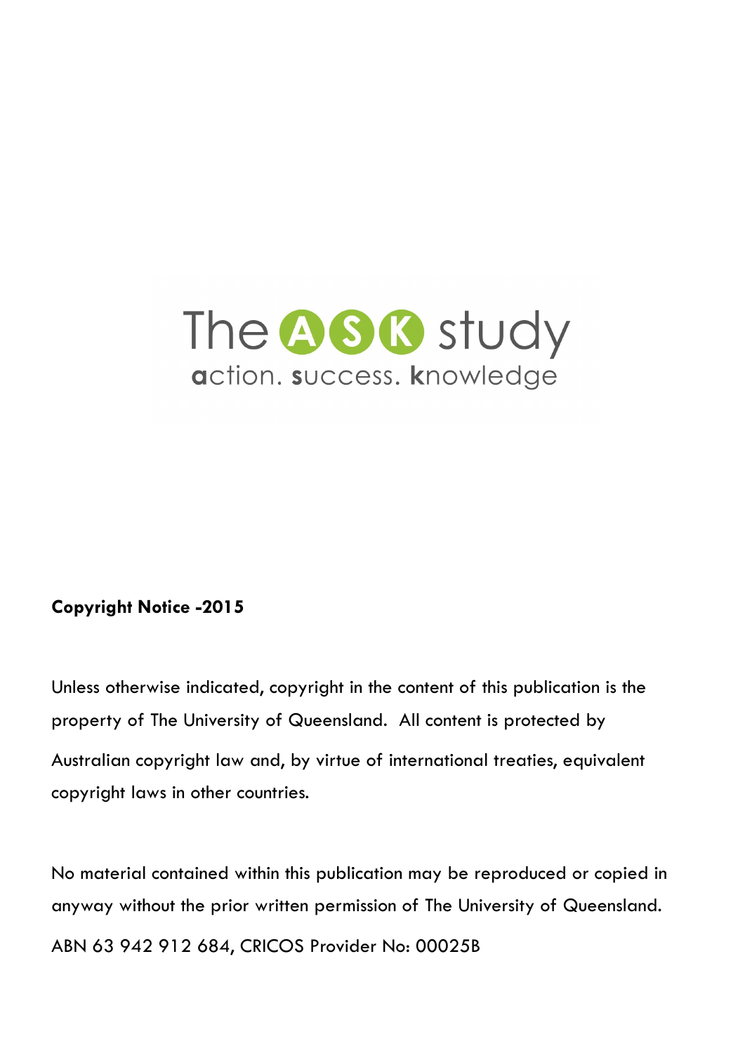The ASK study

action. success. knowledge

**Copyright Notice -2015**

Unless otherwise indicated, copyright in the content of this publication is the property of The University of Queensland. All content is protected by Australian copyright law and, by virtue of international treaties, equivalent copyright laws in other countries.

No material contained within this publication may be reproduced or copied in anyway without the prior written permission of The University of Queensland.

ABN 63 942 912 684, CRICOS Provider No: 00025B